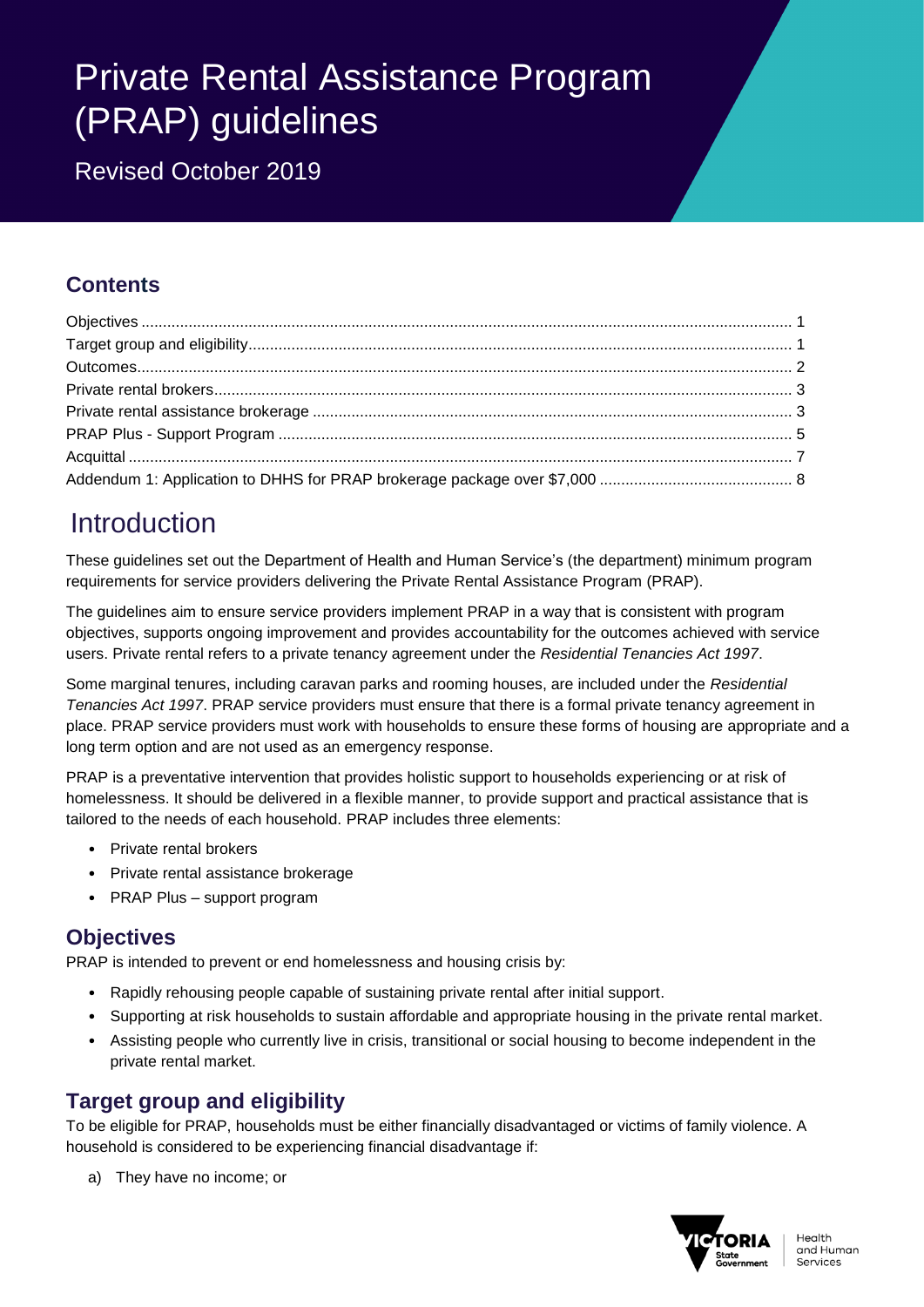# Private Rental Assistance Program (PRAP) guidelines

Revised October 2019

## Contents

Objectives ..... 1
Target group and eligibility ..... 1
Outcomes ..... 2
Private rental brokers ..... 3
Private rental assistance brokerage ..... 3
PRAP Plus - Support Program ..... 5
Acquittal ..... 7
Addendum 1: Application to DHHS for PRAP brokerage package over $7,000 ..... 8

# Introduction

These guidelines set out the Department of Health and Human Service's (the department) minimum program requirements for service providers delivering the Private Rental Assistance Program (PRAP).

The guidelines aim to ensure service providers implement PRAP in a way that is consistent with program objectives, supports ongoing improvement and provides accountability for the outcomes achieved with service users. Private rental refers to a private tenancy agreement under the *Residential Tenancies Act 1997*.

Some marginal tenures, including caravan parks and rooming houses, are included under the *Residential Tenancies Act 1997*. PRAP service providers must ensure that there is a formal private tenancy agreement in place. PRAP service providers must work with households to ensure these forms of housing are appropriate and a long term option and are not used as an emergency response.

PRAP is a preventative intervention that provides holistic support to households experiencing or at risk of homelessness. It should be delivered in a flexible manner, to provide support and practical assistance that is tailored to the needs of each household. PRAP includes three elements:

- Private rental brokers
- Private rental assistance brokerage
- PRAP Plus – support program

## Objectives

PRAP is intended to prevent or end homelessness and housing crisis by:

- Rapidly rehousing people capable of sustaining private rental after initial support.
- Supporting at risk households to sustain affordable and appropriate housing in the private rental market.
- Assisting people who currently live in crisis, transitional or social housing to become independent in the private rental market.

## Target group and eligibility

To be eligible for PRAP, households must be either financially disadvantaged or victims of family violence. A household is considered to be experiencing financial disadvantage if:

a) They have no income; or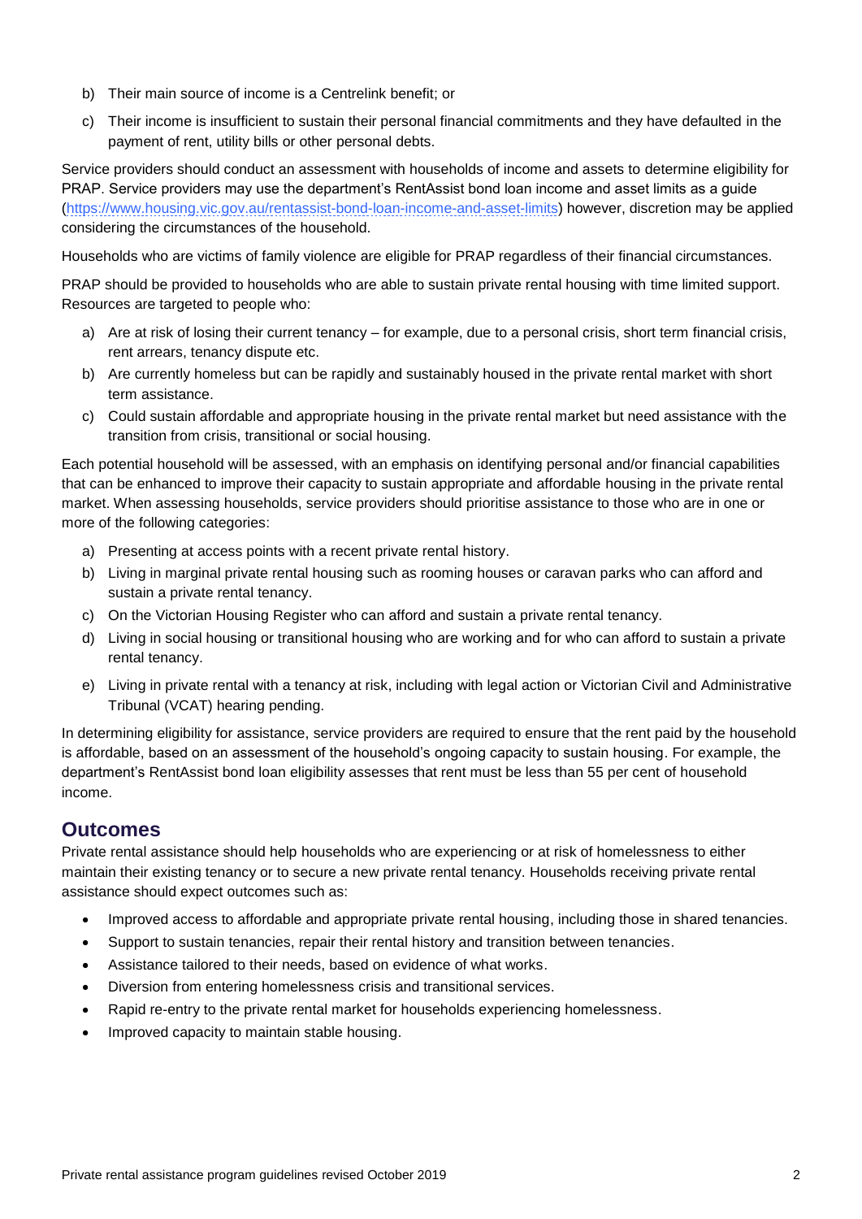b) Their main source of income is a Centrelink benefit; or

c) Their income is insufficient to sustain their personal financial commitments and they have defaulted in the payment of rent, utility bills or other personal debts.

Service providers should conduct an assessment with households of income and assets to determine eligibility for PRAP. Service providers may use the department's RentAssist bond loan income and asset limits as a guide (https://www.housing.vic.gov.au/rentassist-bond-loan-income-and-asset-limits) however, discretion may be applied considering the circumstances of the household.

Households who are victims of family violence are eligible for PRAP regardless of their financial circumstances.

PRAP should be provided to households who are able to sustain private rental housing with time limited support. Resources are targeted to people who:

a) Are at risk of losing their current tenancy – for example, due to a personal crisis, short term financial crisis, rent arrears, tenancy dispute etc.

b) Are currently homeless but can be rapidly and sustainably housed in the private rental market with short term assistance.

c) Could sustain affordable and appropriate housing in the private rental market but need assistance with the transition from crisis, transitional or social housing.

Each potential household will be assessed, with an emphasis on identifying personal and/or financial capabilities that can be enhanced to improve their capacity to sustain appropriate and affordable housing in the private rental market. When assessing households, service providers should prioritise assistance to those who are in one or more of the following categories:

a) Presenting at access points with a recent private rental history.

b) Living in marginal private rental housing such as rooming houses or caravan parks who can afford and sustain a private rental tenancy.

c) On the Victorian Housing Register who can afford and sustain a private rental tenancy.

d) Living in social housing or transitional housing who are working and for who can afford to sustain a private rental tenancy.

e) Living in private rental with a tenancy at risk, including with legal action or Victorian Civil and Administrative Tribunal (VCAT) hearing pending.

In determining eligibility for assistance, service providers are required to ensure that the rent paid by the household is affordable, based on an assessment of the household's ongoing capacity to sustain housing. For example, the department's RentAssist bond loan eligibility assesses that rent must be less than 55 per cent of household income.

## Outcomes

Private rental assistance should help households who are experiencing or at risk of homelessness to either maintain their existing tenancy or to secure a new private rental tenancy. Households receiving private rental assistance should expect outcomes such as:

- Improved access to affordable and appropriate private rental housing, including those in shared tenancies.
- Support to sustain tenancies, repair their rental history and transition between tenancies.
- Assistance tailored to their needs, based on evidence of what works.
- Diversion from entering homelessness crisis and transitional services.
- Rapid re-entry to the private rental market for households experiencing homelessness.
- Improved capacity to maintain stable housing.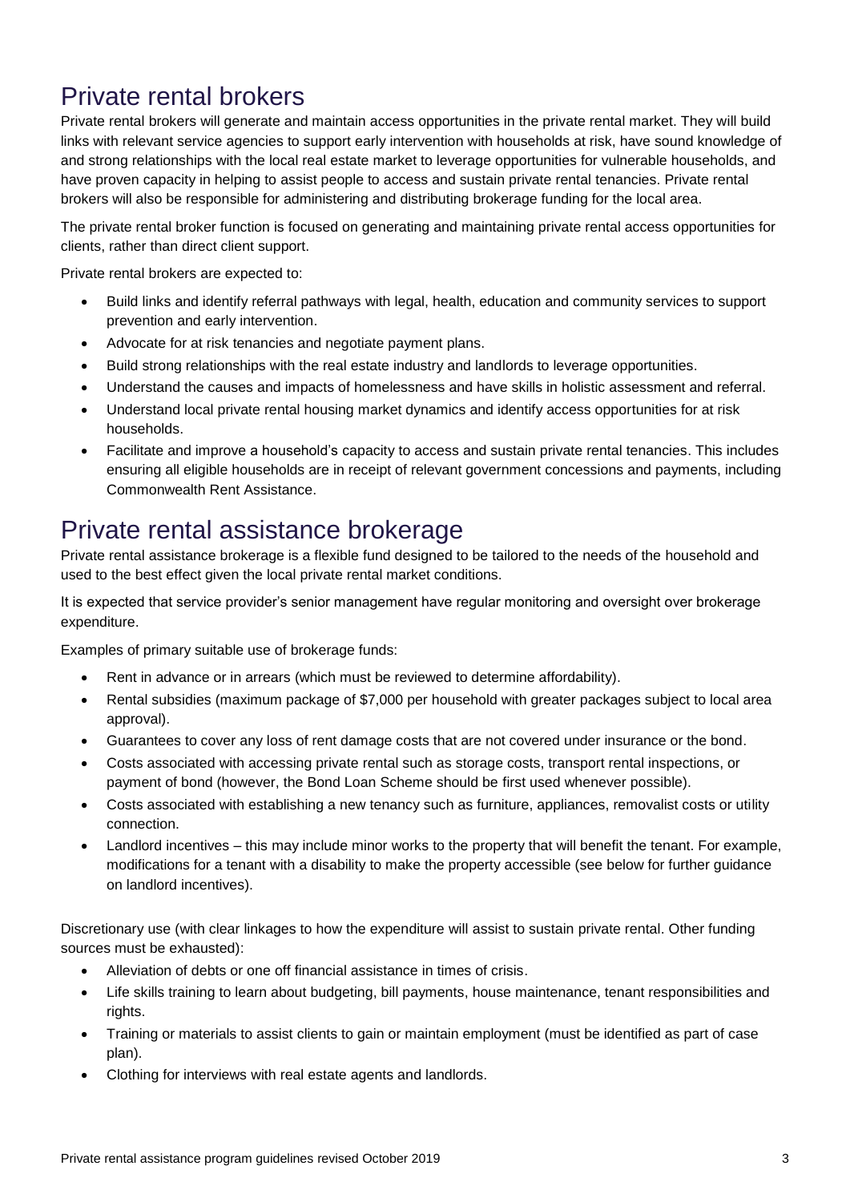## Private rental brokers

Private rental brokers will generate and maintain access opportunities in the private rental market. They will build links with relevant service agencies to support early intervention with households at risk, have sound knowledge of and strong relationships with the local real estate market to leverage opportunities for vulnerable households, and have proven capacity in helping to assist people to access and sustain private rental tenancies. Private rental brokers will also be responsible for administering and distributing brokerage funding for the local area.

The private rental broker function is focused on generating and maintaining private rental access opportunities for clients, rather than direct client support.

Private rental brokers are expected to:

- Build links and identify referral pathways with legal, health, education and community services to support prevention and early intervention.
- Advocate for at risk tenancies and negotiate payment plans.
- Build strong relationships with the real estate industry and landlords to leverage opportunities.
- Understand the causes and impacts of homelessness and have skills in holistic assessment and referral.
- Understand local private rental housing market dynamics and identify access opportunities for at risk households.
- Facilitate and improve a household's capacity to access and sustain private rental tenancies. This includes ensuring all eligible households are in receipt of relevant government concessions and payments, including Commonwealth Rent Assistance.

## Private rental assistance brokerage

Private rental assistance brokerage is a flexible fund designed to be tailored to the needs of the household and used to the best effect given the local private rental market conditions.

It is expected that service provider's senior management have regular monitoring and oversight over brokerage expenditure.

Examples of primary suitable use of brokerage funds:

- Rent in advance or in arrears (which must be reviewed to determine affordability).
- Rental subsidies (maximum package of $7,000 per household with greater packages subject to local area approval).
- Guarantees to cover any loss of rent damage costs that are not covered under insurance or the bond.
- Costs associated with accessing private rental such as storage costs, transport rental inspections, or payment of bond (however, the Bond Loan Scheme should be first used whenever possible).
- Costs associated with establishing a new tenancy such as furniture, appliances, removalist costs or utility connection.
- Landlord incentives – this may include minor works to the property that will benefit the tenant. For example, modifications for a tenant with a disability to make the property accessible (see below for further guidance on landlord incentives).

Discretionary use (with clear linkages to how the expenditure will assist to sustain private rental. Other funding sources must be exhausted):

- Alleviation of debts or one off financial assistance in times of crisis.
- Life skills training to learn about budgeting, bill payments, house maintenance, tenant responsibilities and rights.
- Training or materials to assist clients to gain or maintain employment (must be identified as part of case plan).
- Clothing for interviews with real estate agents and landlords.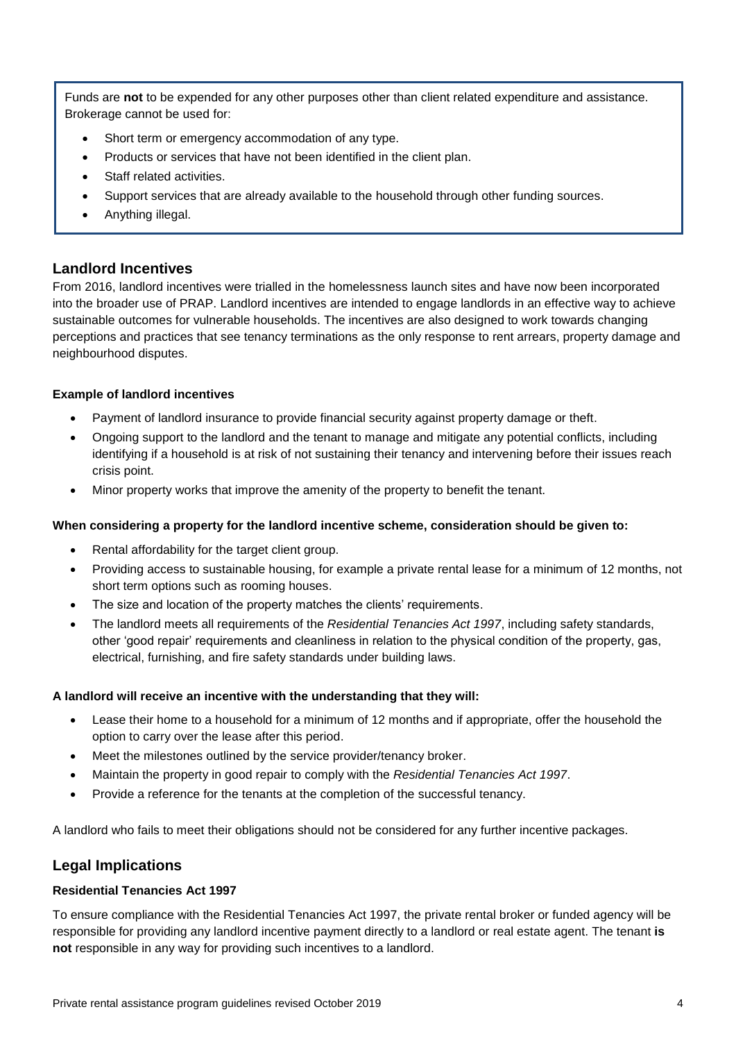Funds are **not** to be expended for any other purposes other than client related expenditure and assistance. Brokerage cannot be used for:

- Short term or emergency accommodation of any type.
- Products or services that have not been identified in the client plan.
- Staff related activities.
- Support services that are already available to the household through other funding sources.
- Anything illegal.

## Landlord Incentives

From 2016, landlord incentives were trialled in the homelessness launch sites and have now been incorporated into the broader use of PRAP. Landlord incentives are intended to engage landlords in an effective way to achieve sustainable outcomes for vulnerable households. The incentives are also designed to work towards changing perceptions and practices that see tenancy terminations as the only response to rent arrears, property damage and neighbourhood disputes.

**Example of landlord incentives**

- Payment of landlord insurance to provide financial security against property damage or theft.
- Ongoing support to the landlord and the tenant to manage and mitigate any potential conflicts, including identifying if a household is at risk of not sustaining their tenancy and intervening before their issues reach crisis point.
- Minor property works that improve the amenity of the property to benefit the tenant.

**When considering a property for the landlord incentive scheme, consideration should be given to:**

- Rental affordability for the target client group.
- Providing access to sustainable housing, for example a private rental lease for a minimum of 12 months, not short term options such as rooming houses.
- The size and location of the property matches the clients' requirements.
- The landlord meets all requirements of the *Residential Tenancies Act 1997*, including safety standards, other 'good repair' requirements and cleanliness in relation to the physical condition of the property, gas, electrical, furnishing, and fire safety standards under building laws.

**A landlord will receive an incentive with the understanding that they will:**

- Lease their home to a household for a minimum of 12 months and if appropriate, offer the household the option to carry over the lease after this period.
- Meet the milestones outlined by the service provider/tenancy broker.
- Maintain the property in good repair to comply with the *Residential Tenancies Act 1997*.
- Provide a reference for the tenants at the completion of the successful tenancy.

A landlord who fails to meet their obligations should not be considered for any further incentive packages.

## Legal Implications

**Residential Tenancies Act 1997**

To ensure compliance with the Residential Tenancies Act 1997, the private rental broker or funded agency will be responsible for providing any landlord incentive payment directly to a landlord or real estate agent. The tenant **is not** responsible in any way for providing such incentives to a landlord.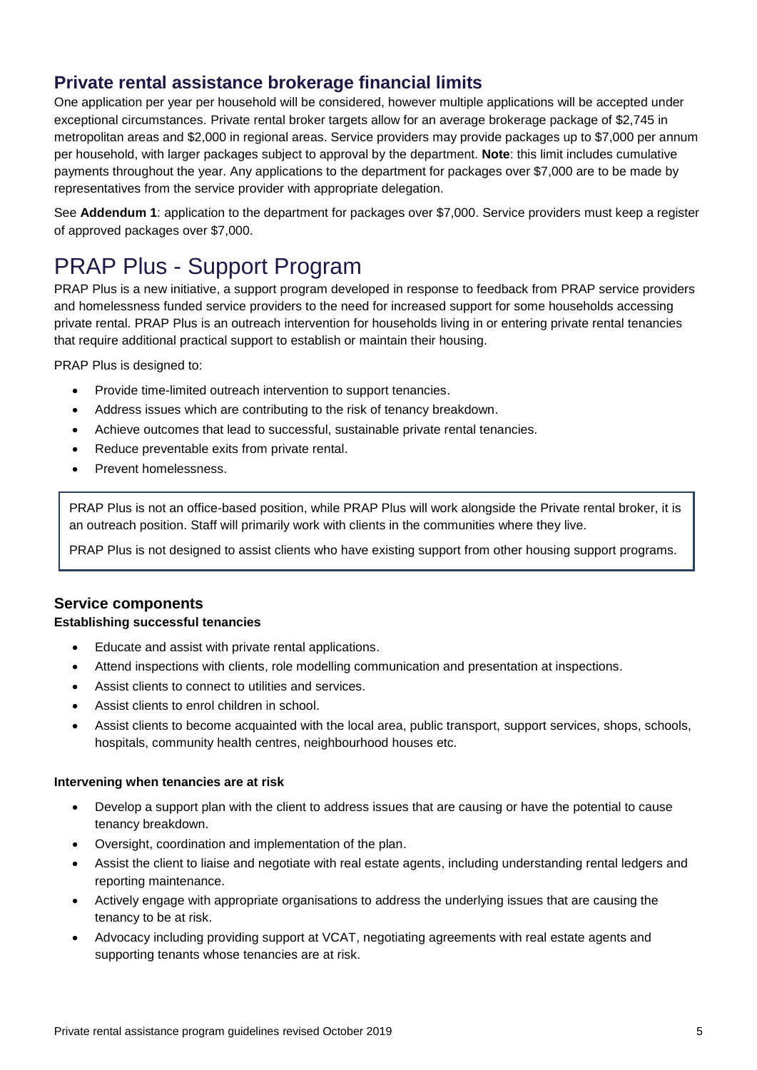## Private rental assistance brokerage financial limits

One application per year per household will be considered, however multiple applications will be accepted under exceptional circumstances. Private rental broker targets allow for an average brokerage package of $2,745 in metropolitan areas and $2,000 in regional areas. Service providers may provide packages up to $7,000 per annum per household, with larger packages subject to approval by the department. **Note**: this limit includes cumulative payments throughout the year. Any applications to the department for packages over $7,000 are to be made by representatives from the service provider with appropriate delegation.

See **Addendum 1**: application to the department for packages over $7,000. Service providers must keep a register of approved packages over $7,000.

# PRAP Plus - Support Program

PRAP Plus is a new initiative, a support program developed in response to feedback from PRAP service providers and homelessness funded service providers to the need for increased support for some households accessing private rental. PRAP Plus is an outreach intervention for households living in or entering private rental tenancies that require additional practical support to establish or maintain their housing.

PRAP Plus is designed to:

- Provide time-limited outreach intervention to support tenancies.
- Address issues which are contributing to the risk of tenancy breakdown.
- Achieve outcomes that lead to successful, sustainable private rental tenancies.
- Reduce preventable exits from private rental.
- Prevent homelessness.

PRAP Plus is not an office-based position, while PRAP Plus will work alongside the Private rental broker, it is an outreach position. Staff will primarily work with clients in the communities where they live.

PRAP Plus is not designed to assist clients who have existing support from other housing support programs.

## Service components

**Establishing successful tenancies**

- Educate and assist with private rental applications.
- Attend inspections with clients, role modelling communication and presentation at inspections.
- Assist clients to connect to utilities and services.
- Assist clients to enrol children in school.
- Assist clients to become acquainted with the local area, public transport, support services, shops, schools, hospitals, community health centres, neighbourhood houses etc.

**Intervening when tenancies are at risk**

- Develop a support plan with the client to address issues that are causing or have the potential to cause tenancy breakdown.
- Oversight, coordination and implementation of the plan.
- Assist the client to liaise and negotiate with real estate agents, including understanding rental ledgers and reporting maintenance.
- Actively engage with appropriate organisations to address the underlying issues that are causing the tenancy to be at risk.
- Advocacy including providing support at VCAT, negotiating agreements with real estate agents and supporting tenants whose tenancies are at risk.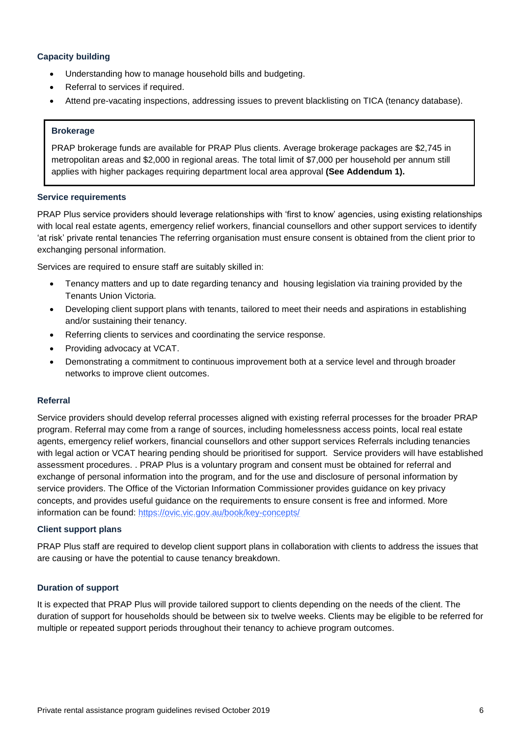### Capacity building

- Understanding how to manage household bills and budgeting.
- Referral to services if required.
- Attend pre-vacating inspections, addressing issues to prevent blacklisting on TICA (tenancy database).

> **Brokerage**
>
> PRAP brokerage funds are available for PRAP Plus clients. Average brokerage packages are $2,745 in metropolitan areas and $2,000 in regional areas. The total limit of $7,000 per household per annum still applies with higher packages requiring department local area approval **(See Addendum 1).**

### Service requirements

PRAP Plus service providers should leverage relationships with 'first to know' agencies, using existing relationships with local real estate agents, emergency relief workers, financial counsellors and other support services to identify 'at risk' private rental tenancies The referring organisation must ensure consent is obtained from the client prior to exchanging personal information.

Services are required to ensure staff are suitably skilled in:

- Tenancy matters and up to date regarding tenancy and housing legislation via training provided by the Tenants Union Victoria.
- Developing client support plans with tenants, tailored to meet their needs and aspirations in establishing and/or sustaining their tenancy.
- Referring clients to services and coordinating the service response.
- Providing advocacy at VCAT.
- Demonstrating a commitment to continuous improvement both at a service level and through broader networks to improve client outcomes.

### Referral

Service providers should develop referral processes aligned with existing referral processes for the broader PRAP program. Referral may come from a range of sources, including homelessness access points, local real estate agents, emergency relief workers, financial counsellors and other support services Referrals including tenancies with legal action or VCAT hearing pending should be prioritised for support. Service providers will have established assessment procedures. . PRAP Plus is a voluntary program and consent must be obtained for referral and exchange of personal information into the program, and for the use and disclosure of personal information by service providers. The Office of the Victorian Information Commissioner provides guidance on key privacy concepts, and provides useful guidance on the requirements to ensure consent is free and informed. More information can be found: https://ovic.vic.gov.au/book/key-concepts/

### Client support plans

PRAP Plus staff are required to develop client support plans in collaboration with clients to address the issues that are causing or have the potential to cause tenancy breakdown.

### Duration of support

It is expected that PRAP Plus will provide tailored support to clients depending on the needs of the client. The duration of support for households should be between six to twelve weeks. Clients may be eligible to be referred for multiple or repeated support periods throughout their tenancy to achieve program outcomes.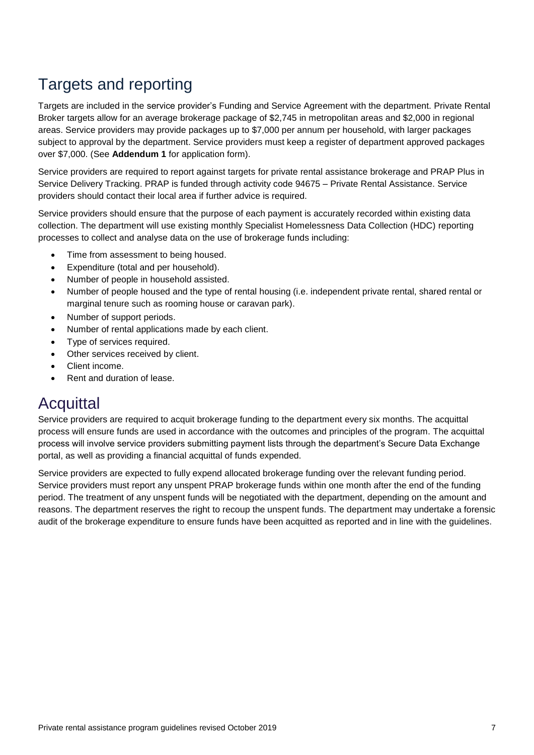## Targets and reporting

Targets are included in the service provider's Funding and Service Agreement with the department. Private Rental Broker targets allow for an average brokerage package of $2,745 in metropolitan areas and $2,000 in regional areas. Service providers may provide packages up to $7,000 per annum per household, with larger packages subject to approval by the department. Service providers must keep a register of department approved packages over $7,000. (See **Addendum 1** for application form).

Service providers are required to report against targets for private rental assistance brokerage and PRAP Plus in Service Delivery Tracking. PRAP is funded through activity code 94675 – Private Rental Assistance. Service providers should contact their local area if further advice is required.

Service providers should ensure that the purpose of each payment is accurately recorded within existing data collection. The department will use existing monthly Specialist Homelessness Data Collection (HDC) reporting processes to collect and analyse data on the use of brokerage funds including:

- Time from assessment to being housed.
- Expenditure (total and per household).
- Number of people in household assisted.
- Number of people housed and the type of rental housing (i.e. independent private rental, shared rental or marginal tenure such as rooming house or caravan park).
- Number of support periods.
- Number of rental applications made by each client.
- Type of services required.
- Other services received by client.
- Client income.
- Rent and duration of lease.

## Acquittal

Service providers are required to acquit brokerage funding to the department every six months. The acquittal process will ensure funds are used in accordance with the outcomes and principles of the program. The acquittal process will involve service providers submitting payment lists through the department's Secure Data Exchange portal, as well as providing a financial acquittal of funds expended.

Service providers are expected to fully expend allocated brokerage funding over the relevant funding period. Service providers must report any unspent PRAP brokerage funds within one month after the end of the funding period. The treatment of any unspent funds will be negotiated with the department, depending on the amount and reasons. The department reserves the right to recoup the unspent funds. The department may undertake a forensic audit of the brokerage expenditure to ensure funds have been acquitted as reported and in line with the guidelines.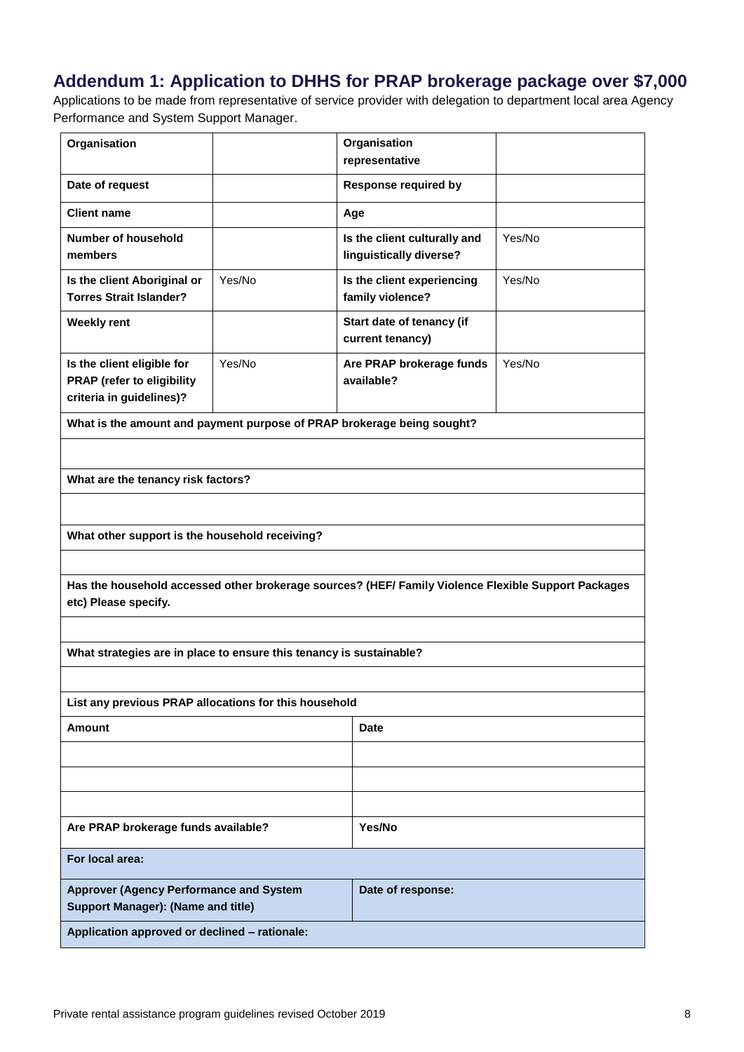## Addendum 1: Application to DHHS for PRAP brokerage package over $7,000

Applications to be made from representative of service provider with delegation to department local area Agency Performance and System Support Manager.

| | | | |
|---|---|---|---|
| **Organisation** | | **Organisation representative** | |
| **Date of request** | | **Response required by** | |
| **Client name** | | **Age** | |
| **Number of household members** | | **Is the client culturally and linguistically diverse?** | Yes/No |
| **Is the client Aboriginal or Torres Strait Islander?** | Yes/No | **Is the client experiencing family violence?** | Yes/No |
| **Weekly rent** | | **Start date of tenancy (if current tenancy)** | |
| **Is the client eligible for PRAP (refer to eligibility criteria in guidelines)?** | Yes/No | **Are PRAP brokerage funds available?** | Yes/No |
| **What is the amount and payment purpose of PRAP brokerage being sought?** | | | |
| | | | |
| **What are the tenancy risk factors?** | | | |
| | | | |
| **What other support is the household receiving?** | | | |
| | | | |
| **Has the household accessed other brokerage sources? (HEF/ Family Violence Flexible Support Packages etc) Please specify.** | | | |
| | | | |
| **What strategies are in place to ensure this tenancy is sustainable?** | | | |
| | | | |

| | |
|---|---|
| **List any previous PRAP allocations for this household** | |
| **Amount** | **Date** |
| | |
| | |
| | |
| **Are PRAP brokerage funds available?** | **Yes/No** |
| **For local area:** | |
| **Approver (Agency Performance and System Support Manager): (Name and title)** | **Date of response:** |
| **Application approved or declined – rationale:** | |